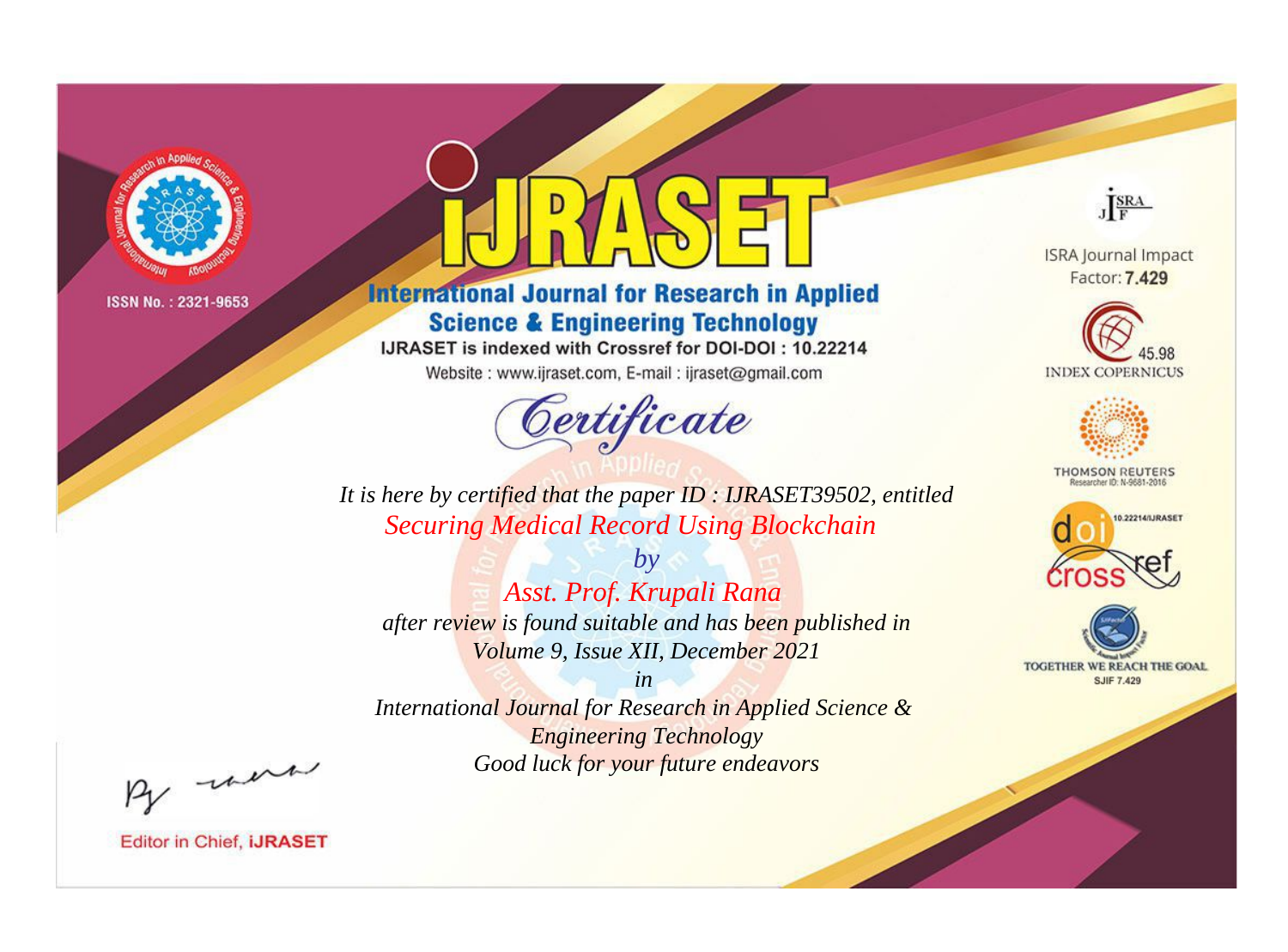ISSN No. : 2321-9653

# IJRASET

## International Journal for Research in Applied Science & Engineering Technology

IJRASET is indexed with Crossref for DOI-DOI : 10.22214

Website : www.ijraset.com, E-mail : ijraset@gmail.com

ISRA Journal Impact Factor: **7.429**

45.98 INDEX COPERNICUS

THOMSON REUTERS Researcher ID: N-9681-2016

10.22214/IJRASET

TOGETHER WE REACH THE GOAL SJIF 7.429

## *Certificate*

*It is here by certified that the paper ID : IJRASET39502, entitled*

*Securing Medical Record Using Blockchain*

*by*

*Asst. Prof. Krupali Rana*

*after review is found suitable and has been published in*

*Volume 9, Issue XII, December 2021*

*in*

*International Journal for Research in Applied Science & Engineering Technology*

*Good luck for your future endeavors*

Editor in Chief, **iJRASET**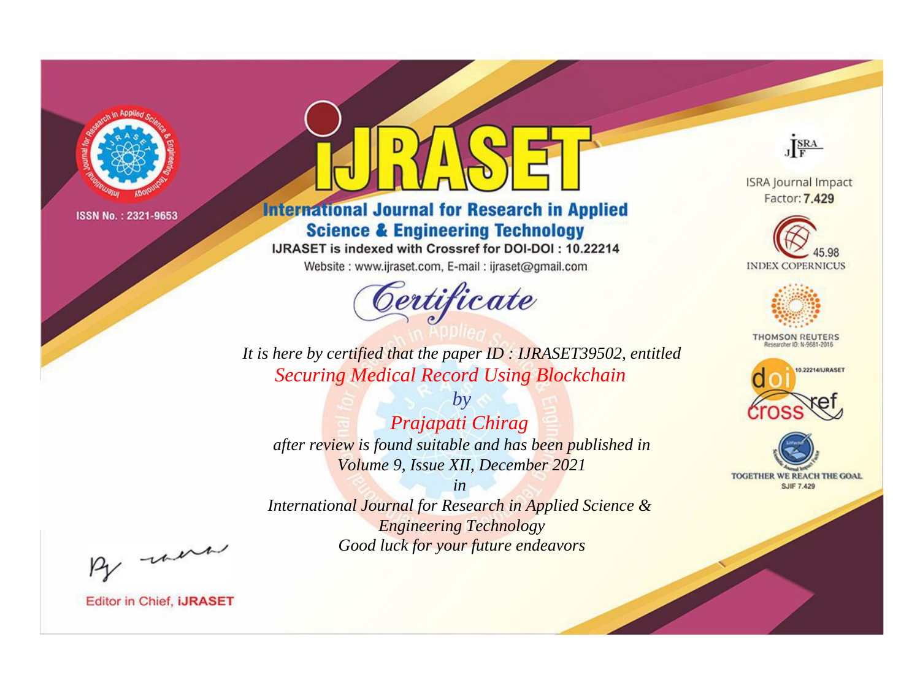ISSN No. : 2321-9653

# iJRASET

## International Journal for Research in Applied Science & Engineering Technology

IJRASET is indexed with Crossref for DOI-DOI : 10.22214

Website : www.ijraset.com, E-mail : ijraset@gmail.com

# *Certificate*

*It is here by certified that the paper ID : IJRASET39502, entitled*

*Securing Medical Record Using Blockchain*

*by*

*Prajapati Chirag*

*after review is found suitable and has been published in*

*Volume 9, Issue XII, December 2021*

*in*

*International Journal for Research in Applied Science & Engineering Technology*

*Good luck for your future endeavors*

ISRA Journal Impact Factor: **7.429**

45.98 INDEX COPERNICUS

THOMSON REUTERS Researcher ID: N-9681-2016

10.22214/IJRASET

TOGETHER WE REACH THE GOAL SJIF 7.429

Editor in Chief, **iJRASET**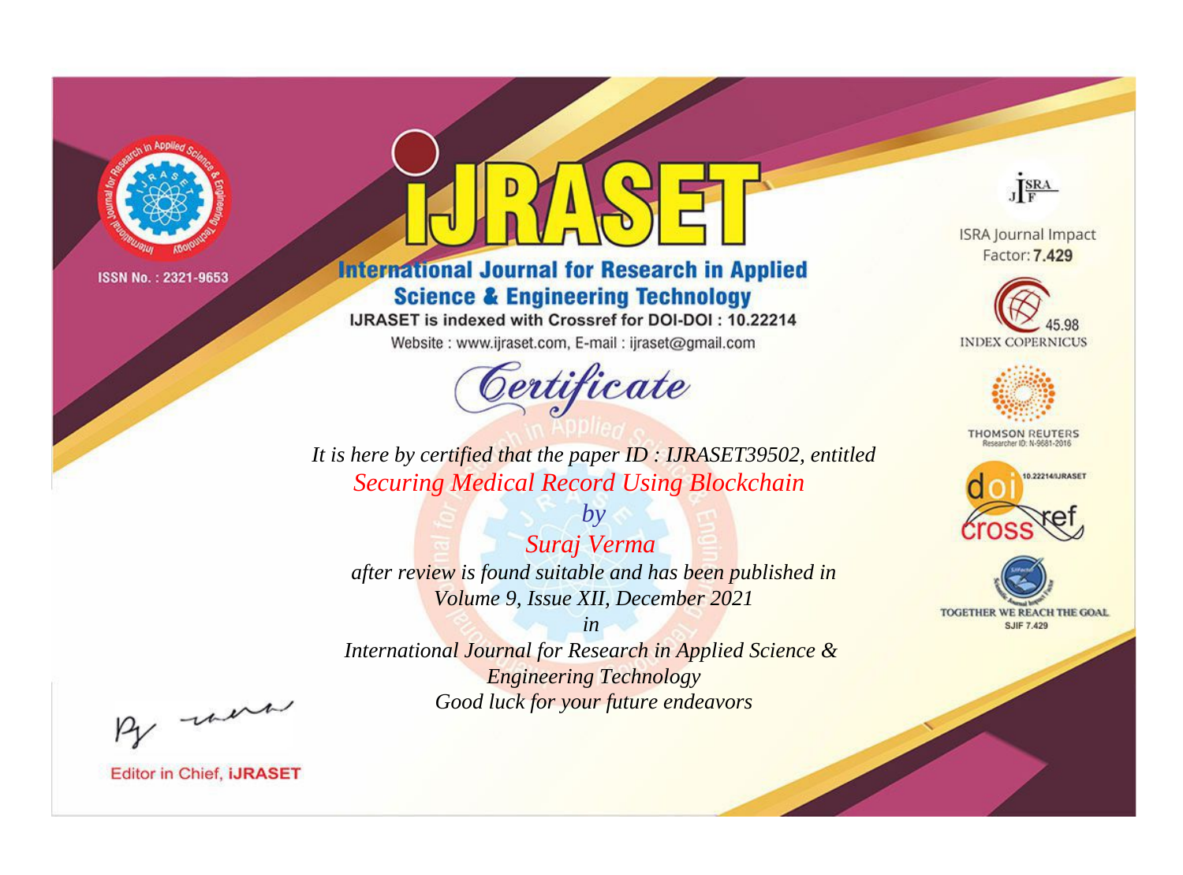ISSN No. : 2321-9653

# iJRASET

## International Journal for Research in Applied Science & Engineering Technology

IJRASET is indexed with Crossref for DOI-DOI : 10.22214

Website : www.ijraset.com, E-mail : ijraset@gmail.com

ISRA Journal Impact Factor: **7.429**

45.98 INDEX COPERNICUS

THOMSON REUTERS Researcher ID: N-9681-2016

10.22214/IJRASET

TOGETHER WE REACH THE GOAL SJIF 7.429

### Certificate

*It is here by certified that the paper ID : IJRASET39502, entitled*

*Securing Medical Record Using Blockchain*

*by*

*Suraj Verma*

*after review is found suitable and has been published in*

*Volume 9, Issue XII, December 2021*

*in*

*International Journal for Research in Applied Science & Engineering Technology*

*Good luck for your future endeavors*

Editor in Chief, **iJRASET**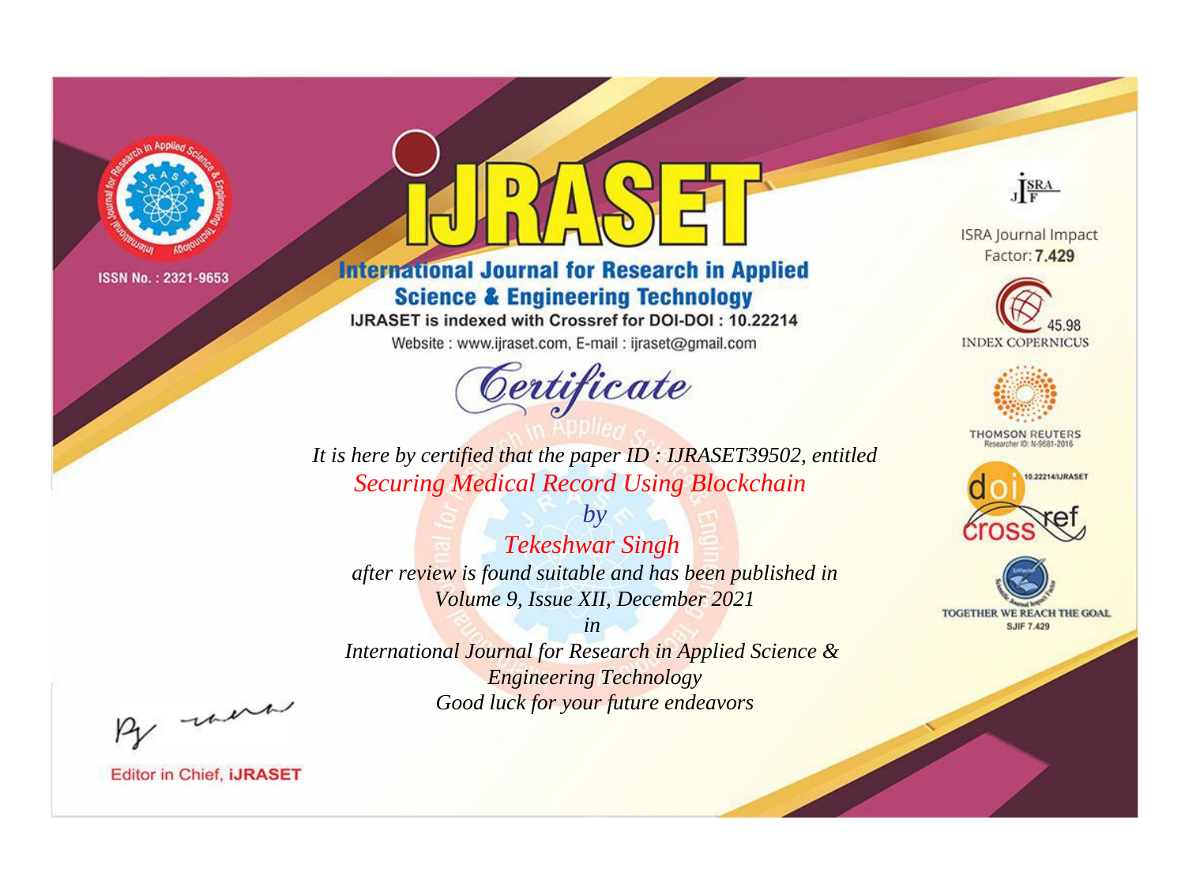ISSN No. : 2321-9653

# IJRASET

## International Journal for Research in Applied Science & Engineering Technology

IJRASET is indexed with Crossref for DOI-DOI : 10.22214

Website : www.ijraset.com, E-mail : ijraset@gmail.com

# *Certificate*

*It is here by certified that the paper ID : IJRASET39502, entitled*

*Securing Medical Record Using Blockchain*

*by*

*Tekeshwar Singh*

*after review is found suitable and has been published in*

*Volume 9, Issue XII, December 2021*

*in*

*International Journal for Research in Applied Science & Engineering Technology*

*Good luck for your future endeavors*

ISRA Journal Impact Factor: **7.429**

45.98 INDEX COPERNICUS

THOMSON REUTERS Researcher ID: N-9681-2016

10.22214/IJRASET

TOGETHER WE REACH THE GOAL SJIF 7.429

Editor in Chief, **iJRASET**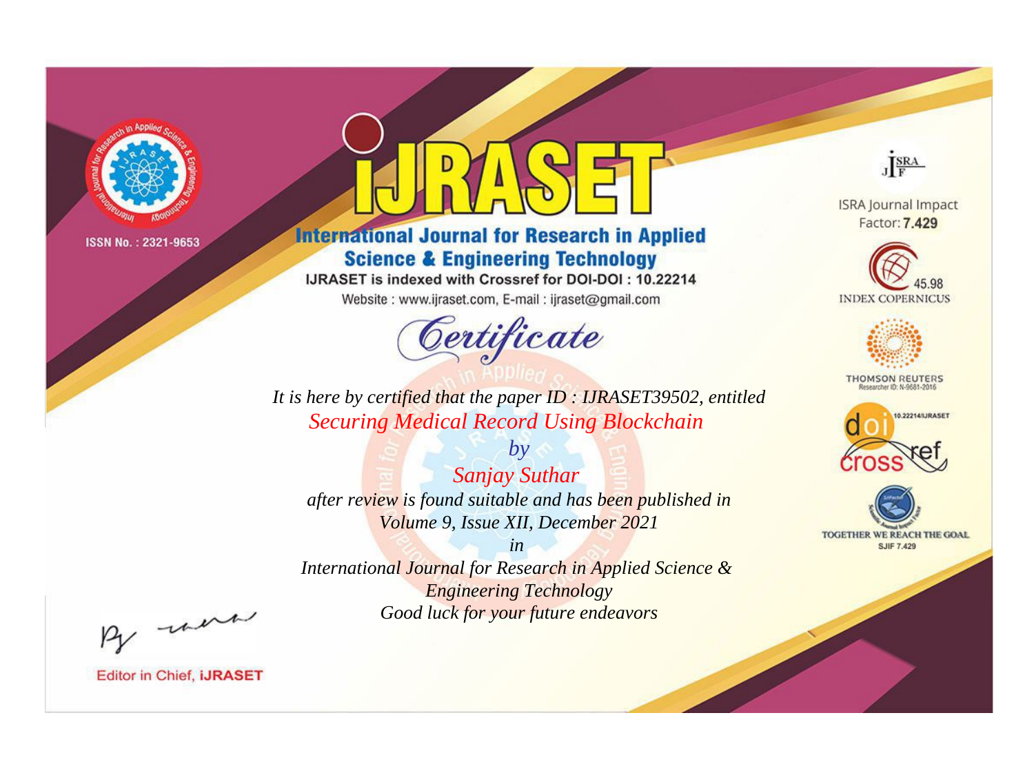ISSN No. : 2321-9653

# iJRASET

## International Journal for Research in Applied Science & Engineering Technology

IJRASET is indexed with Crossref for DOI-DOI : 10.22214

Website : www.ijraset.com, E-mail : ijraset@gmail.com

## Certificate

*It is here by certified that the paper ID : IJRASET39502, entitled*

*Securing Medical Record Using Blockchain*

*by*

*Sanjay Suthar*

*after review is found suitable and has been published in*

*Volume 9, Issue XII, December 2021*

*in*

*International Journal for Research in Applied Science & Engineering Technology*

*Good luck for your future endeavors*

ISRA Journal Impact Factor: **7.429**

45.98 INDEX COPERNICUS

THOMSON REUTERS Researcher ID: N-9681-2016

10.22214/IJRASET

TOGETHER WE REACH THE GOAL SJIF 7.429

Editor in Chief, **iJRASET**